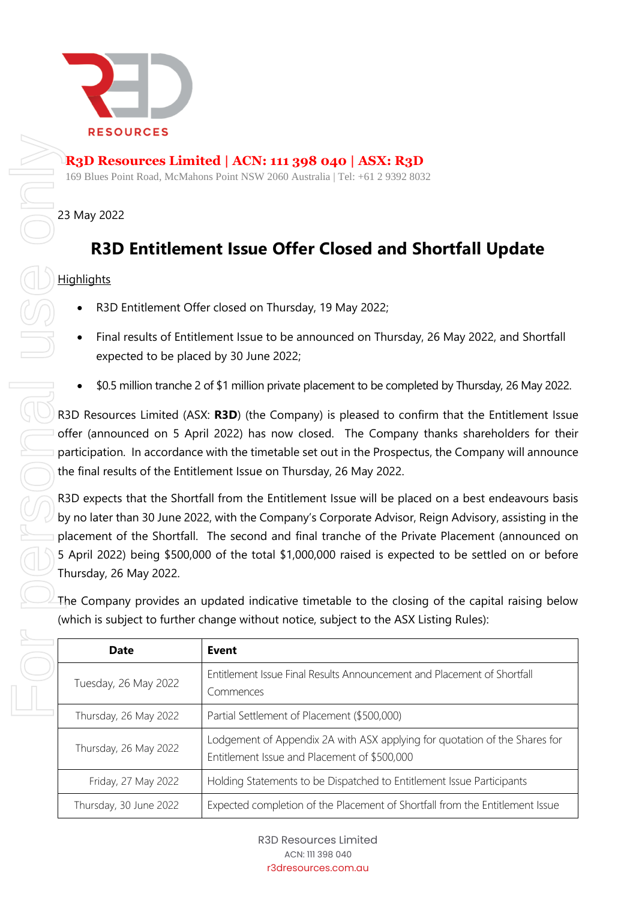RESOURCES

**R3D Resources Limited | ACN: 111 398 040 | ASX: R3D**

169 Blues Point Road, McMahons Point NSW 2060 Australia | Tel: +61 2 9392 8032

23 May 2022

# R3D Entitlement Issue Offer Closed and Shortfall Update

Highlights

- R3D Entitlement Offer closed on Thursday, 19 May 2022;
- Final results of Entitlement Issue to be announced on Thursday, 26 May 2022, and Shortfall expected to be placed by 30 June 2022;
- $0.5 million tranche 2 of $1 million private placement to be completed by Thursday, 26 May 2022.

R3D Resources Limited (ASX: **R3D**) (the Company) is pleased to confirm that the Entitlement Issue offer (announced on 5 April 2022) has now closed. The Company thanks shareholders for their participation. In accordance with the timetable set out in the Prospectus, the Company will announce the final results of the Entitlement Issue on Thursday, 26 May 2022.

R3D expects that the Shortfall from the Entitlement Issue will be placed on a best endeavours basis by no later than 30 June 2022, with the Company's Corporate Advisor, Reign Advisory, assisting in the placement of the Shortfall. The second and final tranche of the Private Placement (announced on 5 April 2022) being $500,000 of the total $1,000,000 raised is expected to be settled on or before Thursday, 26 May 2022.

The Company provides an updated indicative timetable to the closing of the capital raising below (which is subject to further change without notice, subject to the ASX Listing Rules):

| Date | Event |
|---|---|
| Tuesday, 26 May 2022 | Entitlement Issue Final Results Announcement and Placement of Shortfall Commences |
| Thursday, 26 May 2022 | Partial Settlement of Placement ($500,000) |
| Thursday, 26 May 2022 | Lodgement of Appendix 2A with ASX applying for quotation of the Shares for Entitlement Issue and Placement of $500,000 |
| Friday, 27 May 2022 | Holding Statements to be Dispatched to Entitlement Issue Participants |
| Thursday, 30 June 2022 | Expected completion of the Placement of Shortfall from the Entitlement Issue |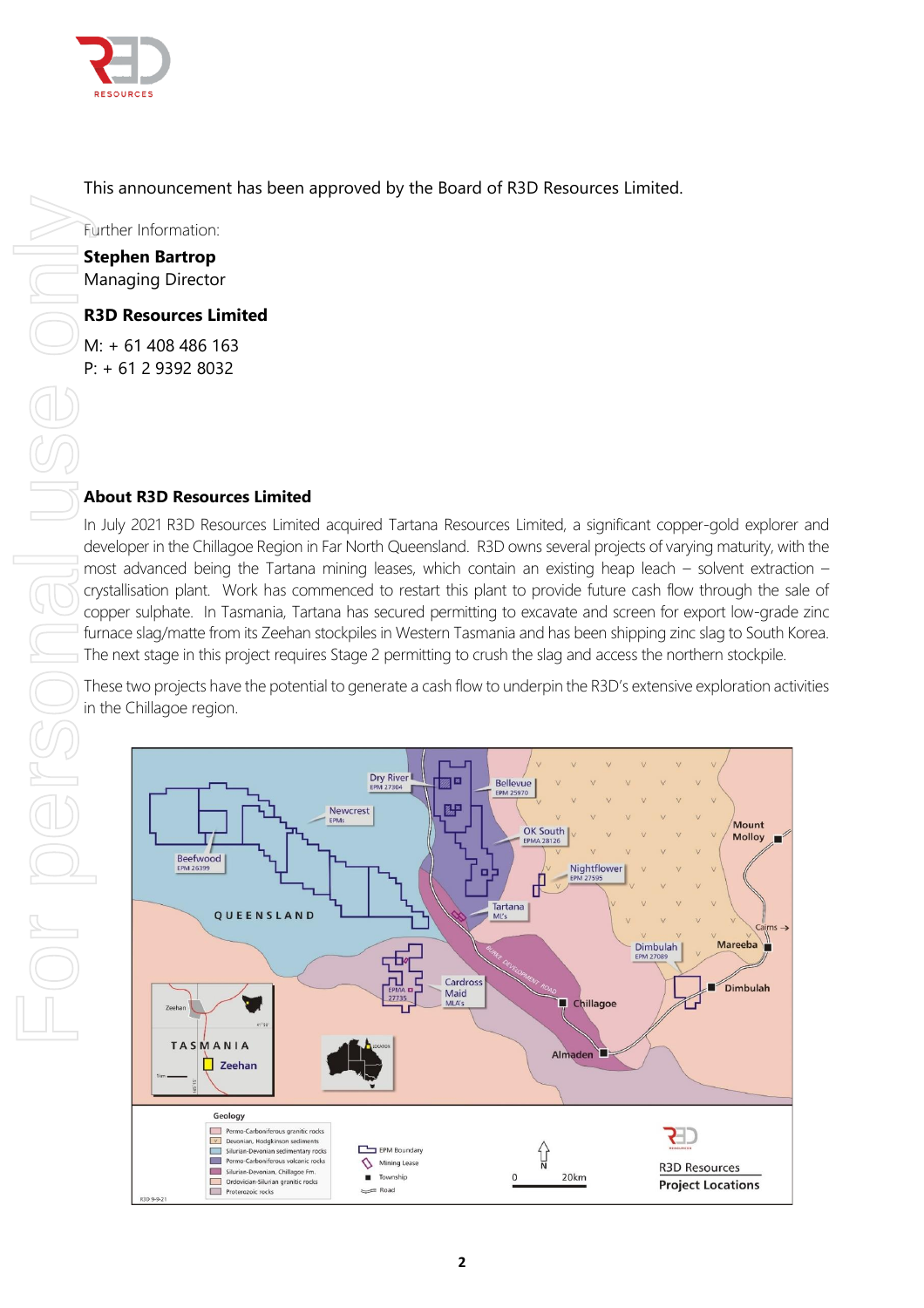This announcement has been approved by the Board of R3D Resources Limited.

Further Information:

**Stephen Bartrop**
Managing Director

**R3D Resources Limited**

M: + 61 408 486 163
P: + 61 2 9392 8032

## About R3D Resources Limited

In July 2021 R3D Resources Limited acquired Tartana Resources Limited, a significant copper-gold explorer and developer in the Chillagoe Region in Far North Queensland. R3D owns several projects of varying maturity, with the most advanced being the Tartana mining leases, which contain an existing heap leach – solvent extraction – crystallisation plant. Work has commenced to restart this plant to provide future cash flow through the sale of copper sulphate. In Tasmania, Tartana has secured permitting to excavate and screen for export low-grade zinc furnace slag/matte from its Zeehan stockpiles in Western Tasmania and has been shipping zinc slag to South Korea. The next stage in this project requires Stage 2 permitting to crush the slag and access the northern stockpile.

These two projects have the potential to generate a cash flow to underpin the R3D's extensive exploration activities in the Chillagoe region.

Dry River
EPM 27304
Bellevue
EPM 25970
Newcrest
EPMs
OK South
EPMA 28126
Beefwood
EPM 26399
Nightflower
EPM 27595
Mount
Molloy
QUEENSLAND
Tartana
ML's
Cairns
Dimbulah
EPM 27089
Mareeba
Cardross
Maid
MLA's
EPMA
27735
Dimbulah
Chillagoe
Zeehan
TASMANIA
Zeehan
Almaden

Geology
Permo-Carboniferous granitic rocks
Devonian, Hodgkinson sediments
Silurian-Devonian sedimentary rocks
Permo-Carboniferous volcanic rocks
Silurian-Devonian, Chillagoe Fm.
Ordovician-Silurian granitic rocks
Proterozoic rocks

EPM Boundary
Mining Lease
Township
Road

N
0
20km

R3D Resources
Project Locations

R3D-9-9-21